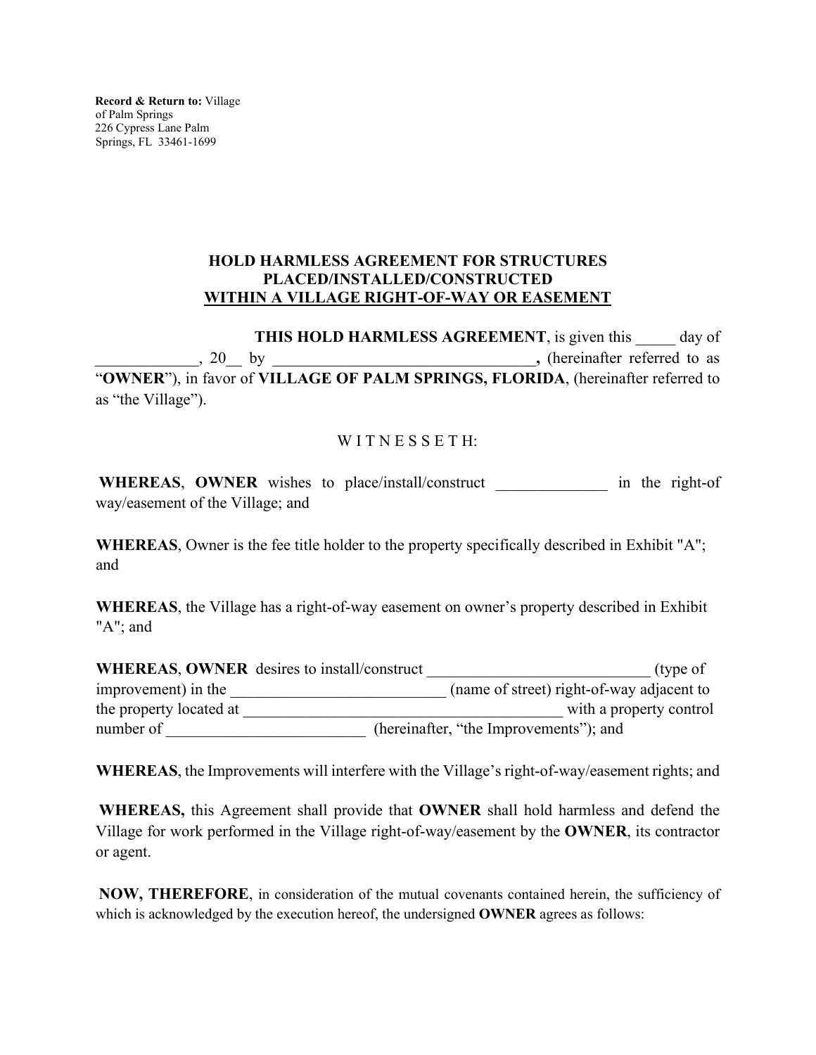**Record & Return to:** Village of Palm Springs
226 Cypress Lane Palm Springs, FL 33461-1699

**HOLD HARMLESS AGREEMENT FOR STRUCTURES PLACED/INSTALLED/CONSTRUCTED**
**<u>WITHIN A VILLAGE RIGHT-OF-WAY OR EASEMENT</u>**

**THIS HOLD HARMLESS AGREEMENT**, is given this _____ day of _____________, 20__ by _________________________________**,** (hereinafter referred to as "**OWNER**"), in favor of **VILLAGE OF PALM SPRINGS, FLORIDA**, (hereinafter referred to as "the Village").

W I T N E S S E T H:

**WHEREAS**, **OWNER** wishes to place/install/construct ______________ in the right-of way/easement of the Village; and

**WHEREAS**, Owner is the fee title holder to the property specifically described in Exhibit "A"; and

**WHEREAS**, the Village has a right-of-way easement on owner's property described in Exhibit "A"; and

**WHEREAS**, **OWNER** desires to install/construct ____________________________ (type of improvement) in the ___________________________ (name of street) right-of-way adjacent to the property located at __________________________________________ with a property control number of _________________________ (hereinafter, "the Improvements"); and

**WHEREAS**, the Improvements will interfere with the Village's right-of-way/easement rights; and

**WHEREAS,** this Agreement shall provide that **OWNER** shall hold harmless and defend the Village for work performed in the Village right-of-way/easement by the **OWNER**, its contractor or agent.

**NOW, THEREFORE**, in consideration of the mutual covenants contained herein, the sufficiency of which is acknowledged by the execution hereof, the undersigned **OWNER** agrees as follows: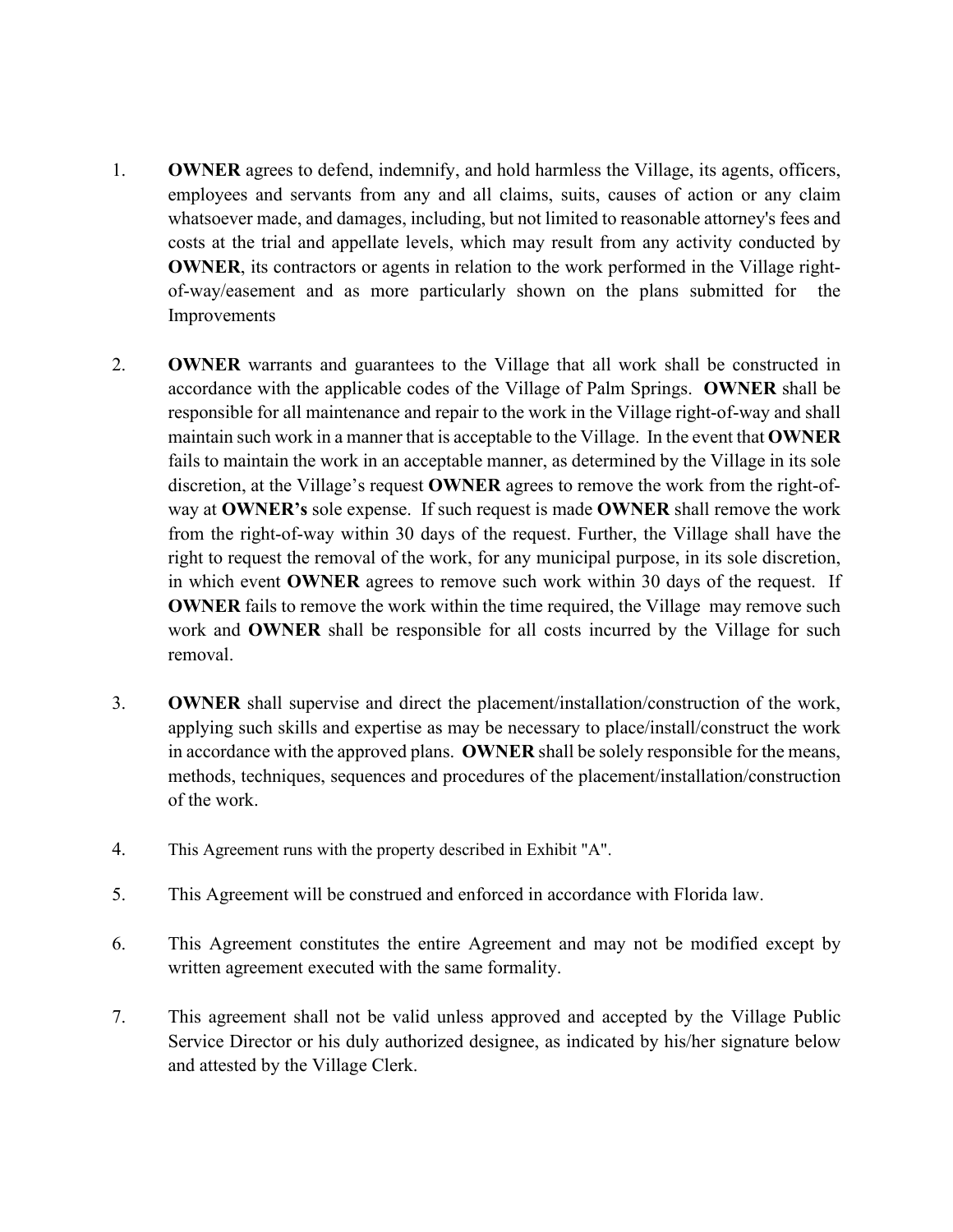1. **OWNER** agrees to defend, indemnify, and hold harmless the Village, its agents, officers, employees and servants from any and all claims, suits, causes of action or any claim whatsoever made, and damages, including, but not limited to reasonable attorney's fees and costs at the trial and appellate levels, which may result from any activity conducted by **OWNER**, its contractors or agents in relation to the work performed in the Village right-of-way/easement and as more particularly shown on the plans submitted for the Improvements

2. **OWNER** warrants and guarantees to the Village that all work shall be constructed in accordance with the applicable codes of the Village of Palm Springs. **OWNER** shall be responsible for all maintenance and repair to the work in the Village right-of-way and shall maintain such work in a manner that is acceptable to the Village. In the event that **OWNER** fails to maintain the work in an acceptable manner, as determined by the Village in its sole discretion, at the Village's request **OWNER** agrees to remove the work from the right-of-way at **OWNER's** sole expense. If such request is made **OWNER** shall remove the work from the right-of-way within 30 days of the request. Further, the Village shall have the right to request the removal of the work, for any municipal purpose, in its sole discretion, in which event **OWNER** agrees to remove such work within 30 days of the request. If **OWNER** fails to remove the work within the time required, the Village may remove such work and **OWNER** shall be responsible for all costs incurred by the Village for such removal.

3. **OWNER** shall supervise and direct the placement/installation/construction of the work, applying such skills and expertise as may be necessary to place/install/construct the work in accordance with the approved plans. **OWNER** shall be solely responsible for the means, methods, techniques, sequences and procedures of the placement/installation/construction of the work.

4. This Agreement runs with the property described in Exhibit "A".

5. This Agreement will be construed and enforced in accordance with Florida law.

6. This Agreement constitutes the entire Agreement and may not be modified except by written agreement executed with the same formality.

7. This agreement shall not be valid unless approved and accepted by the Village Public Service Director or his duly authorized designee, as indicated by his/her signature below and attested by the Village Clerk.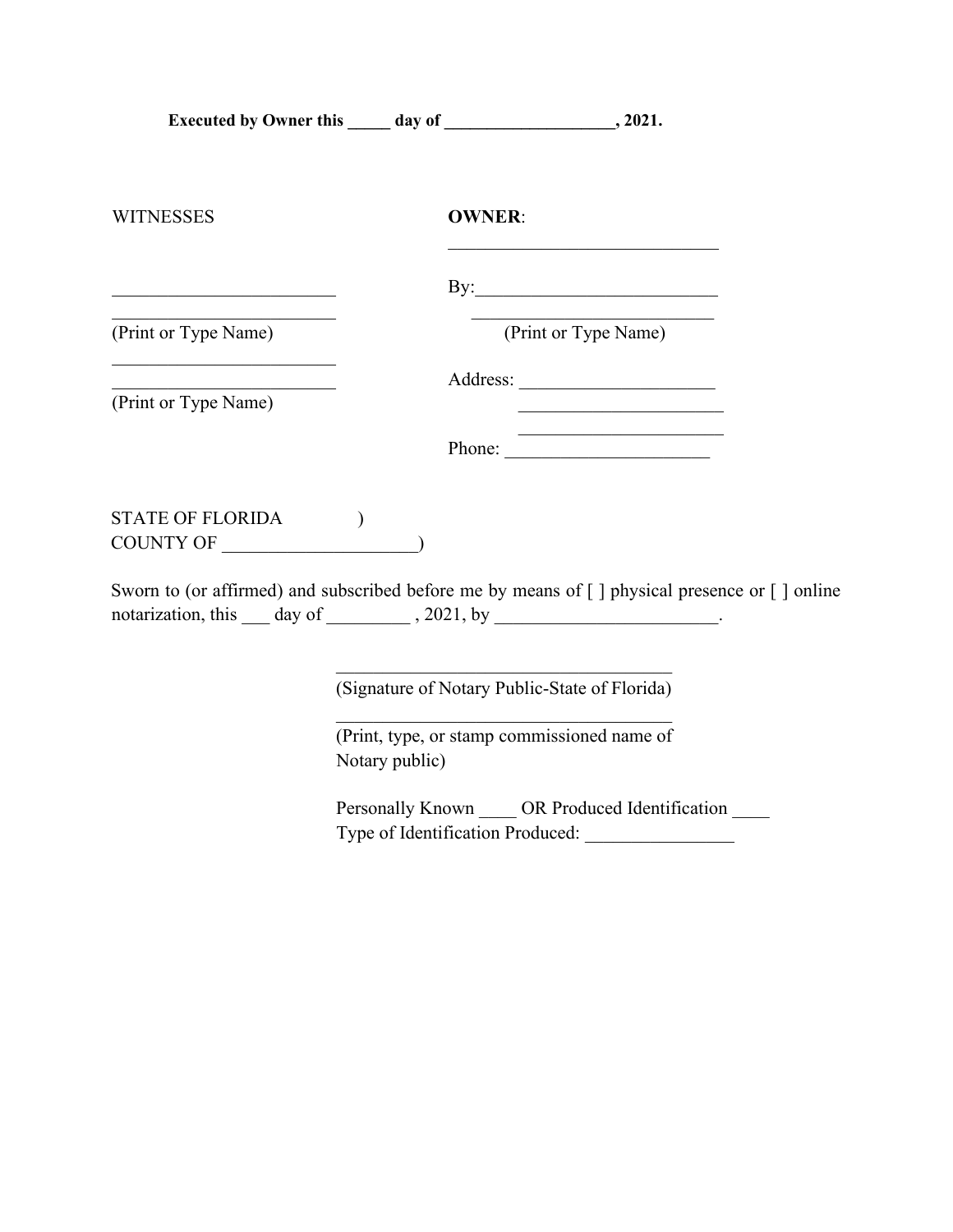**Executed by Owner this _____ day of ____________________, 2021.**

WITNESSES

_________________________

_________________________
(Print or Type Name)

_________________________

_________________________
(Print or Type Name)

**OWNER**:

______________________________

By:___________________________

___________________________
(Print or Type Name)

Address: _____________________

_______________________

_______________________

Phone: ______________________

STATE OF FLORIDA )
COUNTY OF _____________________)

Sworn to (or affirmed) and subscribed before me by means of [ ] physical presence or [ ] online notarization, this ___ day of _________ , 2021, by ________________________.

_____________________________________
(Signature of Notary Public-State of Florida)

_____________________________________
(Print, type, or stamp commissioned name of Notary public)

Personally Known ____ OR Produced Identification ____
Type of Identification Produced: ________________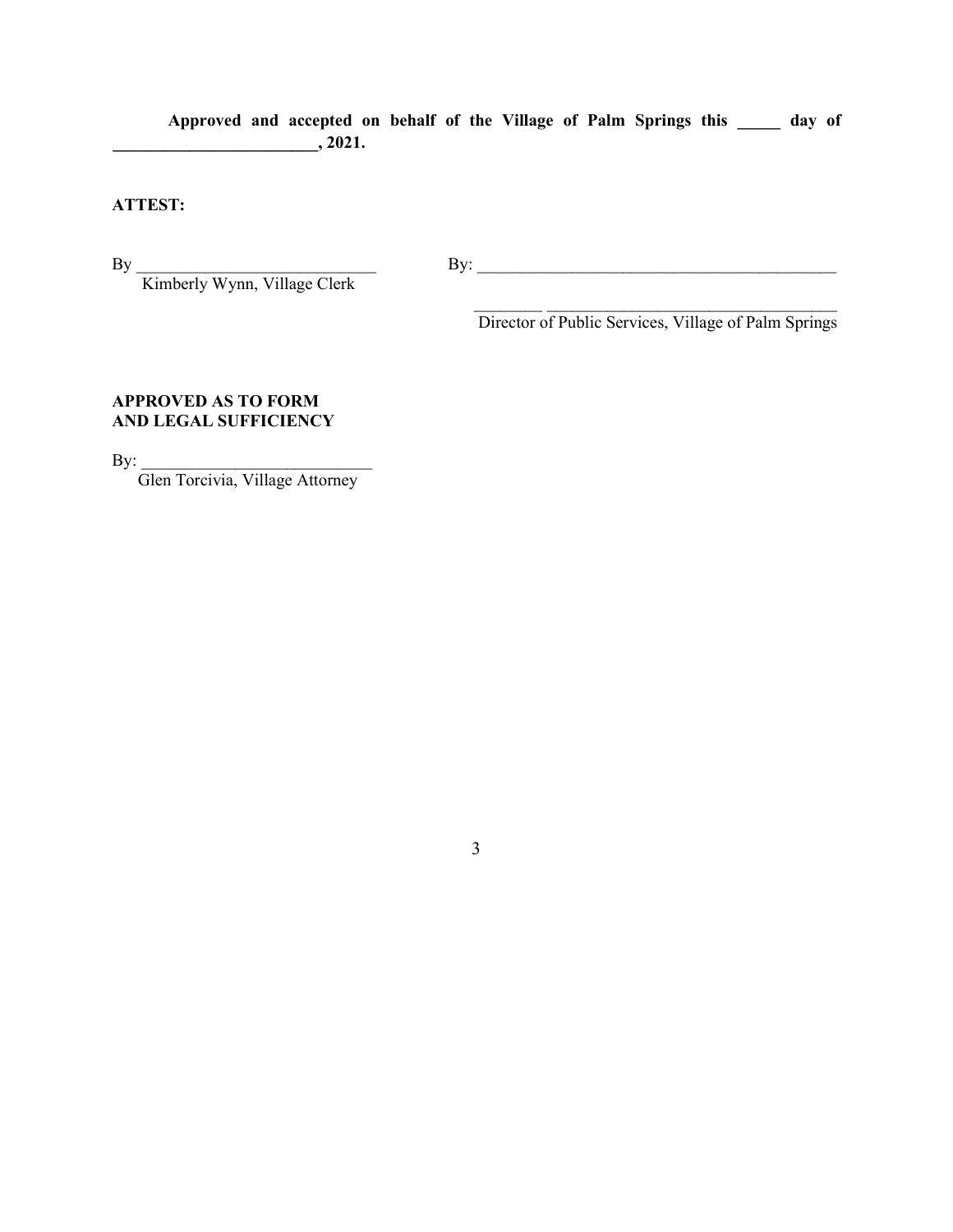**Approved and accepted on behalf of the Village of Palm Springs this _____ day of ________________________, 2021.**

**ATTEST:**

By _____________________________
Kimberly Wynn, Village Clerk

By: ___________________________________________

________ __________________________________
Director of Public Services, Village of Palm Springs

**APPROVED AS TO FORM**
**AND LEGAL SUFFICIENCY**

By: ___________________________
Glen Torcivia, Village Attorney